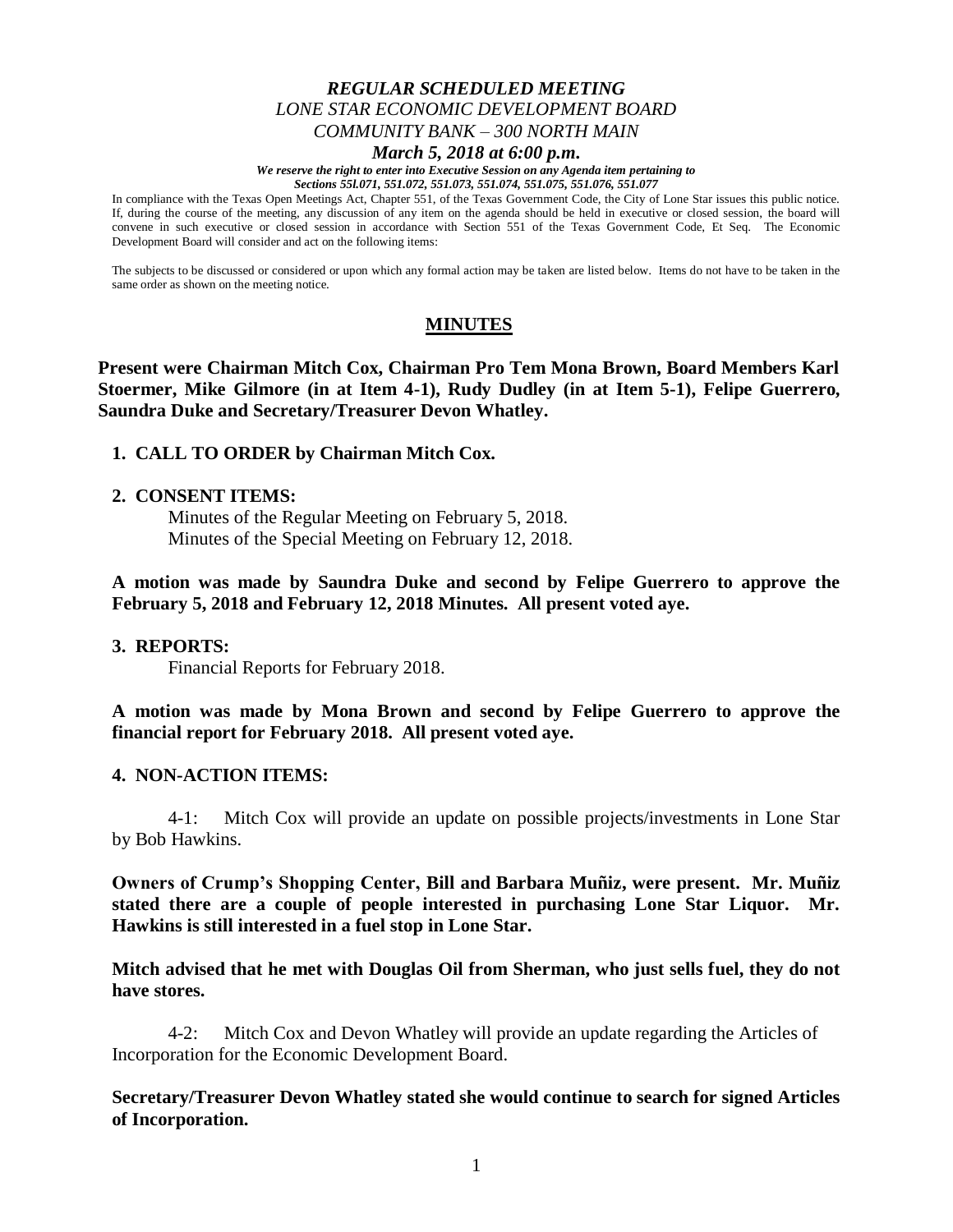*REGULAR SCHEDULED MEETING*
*LONE STAR ECONOMIC DEVELOPMENT BOARD*
*COMMUNITY BANK – 300 NORTH MAIN*
***March 5, 2018 at 6:00 p.m.***

***We reserve the right to enter into Executive Session on any Agenda item pertaining to Sections 55l.071, 551.072, 551.073, 551.074, 551.075, 551.076, 551.077***

In compliance with the Texas Open Meetings Act, Chapter 551, of the Texas Government Code, the City of Lone Star issues this public notice. If, during the course of the meeting, any discussion of any item on the agenda should be held in executive or closed session, the board will convene in such executive or closed session in accordance with Section 551 of the Texas Government Code, Et Seq. The Economic Development Board will consider and act on the following items:

The subjects to be discussed or considered or upon which any formal action may be taken are listed below. Items do not have to be taken in the same order as shown on the meeting notice.

## MINUTES

**Present were Chairman Mitch Cox, Chairman Pro Tem Mona Brown, Board Members Karl Stoermer, Mike Gilmore (in at Item 4-1), Rudy Dudley (in at Item 5-1), Felipe Guerrero, Saundra Duke and Secretary/Treasurer Devon Whatley.**

**1. CALL TO ORDER by Chairman Mitch Cox.**

**2. CONSENT ITEMS:**

Minutes of the Regular Meeting on February 5, 2018.
Minutes of the Special Meeting on February 12, 2018.

**A motion was made by Saundra Duke and second by Felipe Guerrero to approve the February 5, 2018 and February 12, 2018 Minutes. All present voted aye.**

**3. REPORTS:**

Financial Reports for February 2018.

**A motion was made by Mona Brown and second by Felipe Guerrero to approve the financial report for February 2018. All present voted aye.**

**4. NON-ACTION ITEMS:**

4-1: Mitch Cox will provide an update on possible projects/investments in Lone Star by Bob Hawkins.

**Owners of Crump's Shopping Center, Bill and Barbara Muñiz, were present. Mr. Muñiz stated there are a couple of people interested in purchasing Lone Star Liquor. Mr. Hawkins is still interested in a fuel stop in Lone Star.**

**Mitch advised that he met with Douglas Oil from Sherman, who just sells fuel, they do not have stores.**

4-2: Mitch Cox and Devon Whatley will provide an update regarding the Articles of Incorporation for the Economic Development Board.

**Secretary/Treasurer Devon Whatley stated she would continue to search for signed Articles of Incorporation.**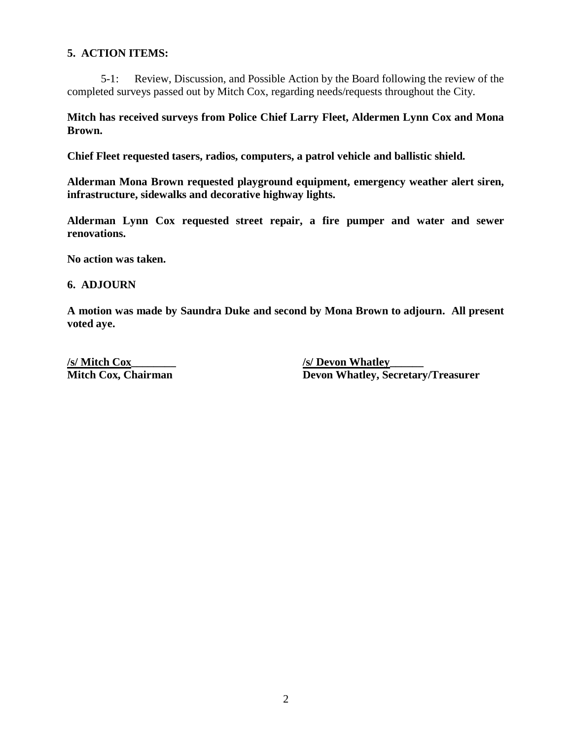**5. ACTION ITEMS:**

5-1: Review, Discussion, and Possible Action by the Board following the review of the completed surveys passed out by Mitch Cox, regarding needs/requests throughout the City.

**Mitch has received surveys from Police Chief Larry Fleet, Aldermen Lynn Cox and Mona Brown.**

**Chief Fleet requested tasers, radios, computers, a patrol vehicle and ballistic shield.**

**Alderman Mona Brown requested playground equipment, emergency weather alert siren, infrastructure, sidewalks and decorative highway lights.**

**Alderman Lynn Cox requested street repair, a fire pumper and water and sewer renovations.**

**No action was taken.**

**6. ADJOURN**

**A motion was made by Saundra Duke and second by Mona Brown to adjourn. All present voted aye.**

**/s/ Mitch Cox________**
**Mitch Cox, Chairman**

**/s/ Devon Whatley______**
**Devon Whatley, Secretary/Treasurer**